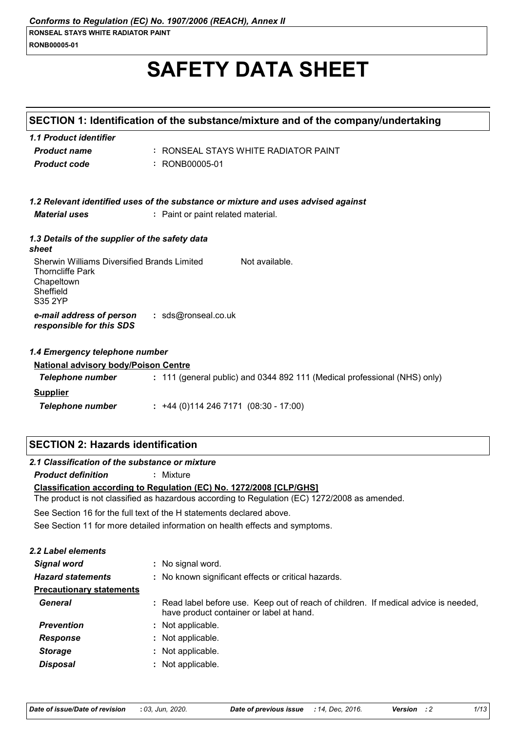# SAFETY DATA SHEET

## SECTION 1: Identification of the substance/mixture and of the company/undertaking

### 1.1 Product identifier

| | |
|---|---|
| ***Product name*** | : RONSEAL STAYS WHITE RADIATOR PAINT |
| ***Product code*** | : RONB00005-01 |

### 1.2 Relevant identified uses of the substance or mixture and uses advised against

| | |
|---|---|
| ***Material uses*** | : Paint or paint related material. |

### 1.3 Details of the supplier of the safety data sheet

Sherwin Williams Diversified Brands Limited
Thorncliffe Park
Chapeltown
Sheffield
S35 2YP

Not available.

| | |
|---|---|
| ***e-mail address of person responsible for this SDS*** | : sds@ronseal.co.uk |

### 1.4 Emergency telephone number

**National advisory body/Poison Centre**

| | |
|---|---|
| ***Telephone number*** | : 111 (general public) and 0344 892 111 (Medical professional (NHS) only) |

**Supplier**

| | |
|---|---|
| ***Telephone number*** | : +44 (0)114 246 7171 (08:30 - 17:00) |

## SECTION 2: Hazards identification

### 2.1 Classification of the substance or mixture

| | |
|---|---|
| ***Product definition*** | : Mixture |

**Classification according to Regulation (EC) No. 1272/2008 [CLP/GHS]**

The product is not classified as hazardous according to Regulation (EC) 1272/2008 as amended.

See Section 16 for the full text of the H statements declared above.

See Section 11 for more detailed information on health effects and symptoms.

### 2.2 Label elements

| | |
|---|---|
| ***Signal word*** | : No signal word. |
| ***Hazard statements*** | : No known significant effects or critical hazards. |
| **Precautionary statements** | |
| ***General*** | : Read label before use. Keep out of reach of children. If medical advice is needed, have product container or label at hand. |
| ***Prevention*** | : Not applicable. |
| ***Response*** | : Not applicable. |
| ***Storage*** | : Not applicable. |
| ***Disposal*** | : Not applicable. |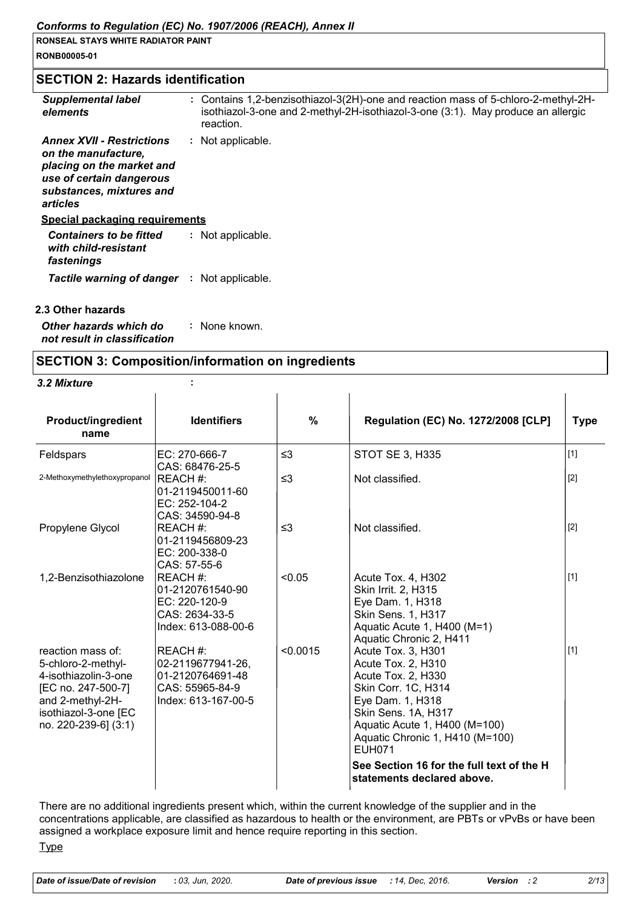## SECTION 2: Hazards identification

| | |
|---|---|
| ***Supplemental label elements*** | : Contains 1,2-benzisothiazol-3(2H)-one and reaction mass of 5-chloro-2-methyl-2H-isothiazol-3-one and 2-methyl-2H-isothiazol-3-one (3:1). May produce an allergic reaction. |
| ***Annex XVII - Restrictions on the manufacture, placing on the market and use of certain dangerous substances, mixtures and articles*** | : Not applicable. |

**Special packaging requirements**

| | |
|---|---|
| ***Containers to be fitted with child-resistant fastenings*** | : Not applicable. |
| ***Tactile warning of danger*** | : Not applicable. |

### 2.3 Other hazards

| | |
|---|---|
| ***Other hazards which do not result in classification*** | : None known. |

## SECTION 3: Composition/information on ingredients

***3.2 Mixture*** :

| Product/ingredient name | Identifiers | % | Regulation (EC) No. 1272/2008 [CLP] | Type |
|---|---|---|---|---|
| Feldspars | EC: 270-666-7<br>CAS: 68476-25-5 | ≤3 | STOT SE 3, H335 | [1] |
| 2-Methoxymethylethoxypropanol | REACH #: 01-2119450011-60<br>EC: 252-104-2<br>CAS: 34590-94-8 | ≤3 | Not classified. | [2] |
| Propylene Glycol | REACH #: 01-2119456809-23<br>EC: 200-338-0<br>CAS: 57-55-6 | ≤3 | Not classified. | [2] |
| 1,2-Benzisothiazolone | REACH #: 01-2120761540-90<br>EC: 220-120-9<br>CAS: 2634-33-5<br>Index: 613-088-00-6 | <0.05 | Acute Tox. 4, H302<br>Skin Irrit. 2, H315<br>Eye Dam. 1, H318<br>Skin Sens. 1, H317<br>Aquatic Acute 1, H400 (M=1)<br>Aquatic Chronic 2, H411 | [1] |
| reaction mass of: 5-chloro-2-methyl-4-isothiazolin-3-one [EC no. 247-500-7] and 2-methyl-2H-isothiazol-3-one [EC no. 220-239-6] (3:1) | REACH #: 02-2119677941-26, 01-2120764691-48<br>CAS: 55965-84-9<br>Index: 613-167-00-5 | <0.0015 | Acute Tox. 3, H301<br>Acute Tox. 2, H310<br>Acute Tox. 2, H330<br>Skin Corr. 1C, H314<br>Eye Dam. 1, H318<br>Skin Sens. 1A, H317<br>Aquatic Acute 1, H400 (M=100)<br>Aquatic Chronic 1, H410 (M=100)<br>EUH071 | [1] |
| | | | **See Section 16 for the full text of the H statements declared above.** | |

There are no additional ingredients present which, within the current knowledge of the supplier and in the concentrations applicable, are classified as hazardous to health or the environment, are PBTs or vPvBs or have been assigned a workplace exposure limit and hence require reporting in this section.

Type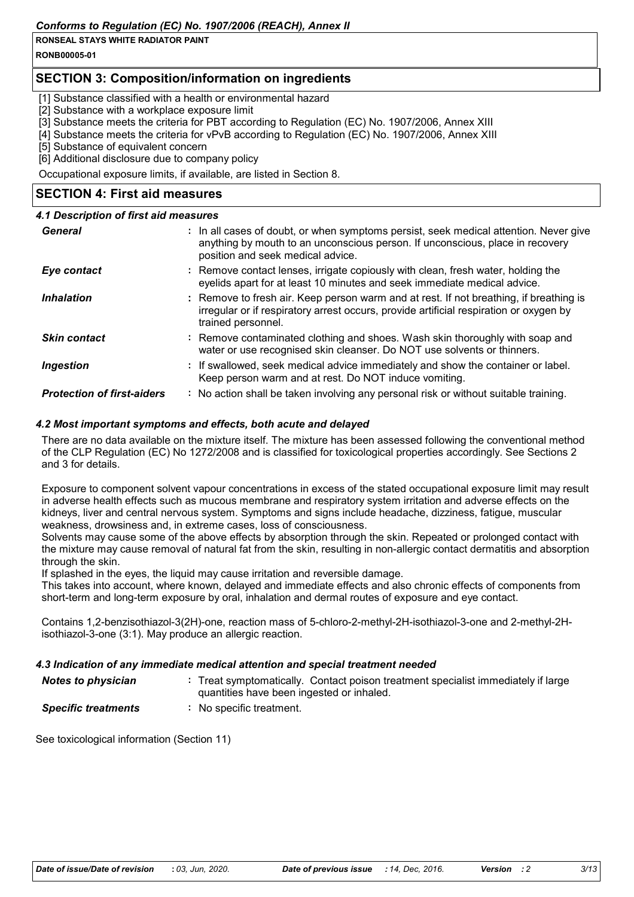## SECTION 3: Composition/information on ingredients

[1] Substance classified with a health or environmental hazard
[2] Substance with a workplace exposure limit
[3] Substance meets the criteria for PBT according to Regulation (EC) No. 1907/2006, Annex XIII
[4] Substance meets the criteria for vPvB according to Regulation (EC) No. 1907/2006, Annex XIII
[5] Substance of equivalent concern
[6] Additional disclosure due to company policy

Occupational exposure limits, if available, are listed in Section 8.

## SECTION 4: First aid measures

### 4.1 Description of first aid measures

| | |
|---|---|
| ***General*** | : In all cases of doubt, or when symptoms persist, seek medical attention. Never give anything by mouth to an unconscious person. If unconscious, place in recovery position and seek medical advice. |
| ***Eye contact*** | : Remove contact lenses, irrigate copiously with clean, fresh water, holding the eyelids apart for at least 10 minutes and seek immediate medical advice. |
| ***Inhalation*** | : Remove to fresh air. Keep person warm and at rest. If not breathing, if breathing is irregular or if respiratory arrest occurs, provide artificial respiration or oxygen by trained personnel. |
| ***Skin contact*** | : Remove contaminated clothing and shoes. Wash skin thoroughly with soap and water or use recognised skin cleanser. Do NOT use solvents or thinners. |
| ***Ingestion*** | : If swallowed, seek medical advice immediately and show the container or label. Keep person warm and at rest. Do NOT induce vomiting. |
| ***Protection of first-aiders*** | : No action shall be taken involving any personal risk or without suitable training. |

### 4.2 Most important symptoms and effects, both acute and delayed

There are no data available on the mixture itself. The mixture has been assessed following the conventional method of the CLP Regulation (EC) No 1272/2008 and is classified for toxicological properties accordingly. See Sections 2 and 3 for details.

Exposure to component solvent vapour concentrations in excess of the stated occupational exposure limit may result in adverse health effects such as mucous membrane and respiratory system irritation and adverse effects on the kidneys, liver and central nervous system. Symptoms and signs include headache, dizziness, fatigue, muscular weakness, drowsiness and, in extreme cases, loss of consciousness.
Solvents may cause some of the above effects by absorption through the skin. Repeated or prolonged contact with the mixture may cause removal of natural fat from the skin, resulting in non-allergic contact dermatitis and absorption through the skin.
If splashed in the eyes, the liquid may cause irritation and reversible damage.
This takes into account, where known, delayed and immediate effects and also chronic effects of components from short-term and long-term exposure by oral, inhalation and dermal routes of exposure and eye contact.

Contains 1,2-benzisothiazol-3(2H)-one, reaction mass of 5-chloro-2-methyl-2H-isothiazol-3-one and 2-methyl-2H-isothiazol-3-one (3:1). May produce an allergic reaction.

### 4.3 Indication of any immediate medical attention and special treatment needed

| | |
|---|---|
| ***Notes to physician*** | : Treat symptomatically. Contact poison treatment specialist immediately if large quantities have been ingested or inhaled. |
| ***Specific treatments*** | : No specific treatment. |

See toxicological information (Section 11)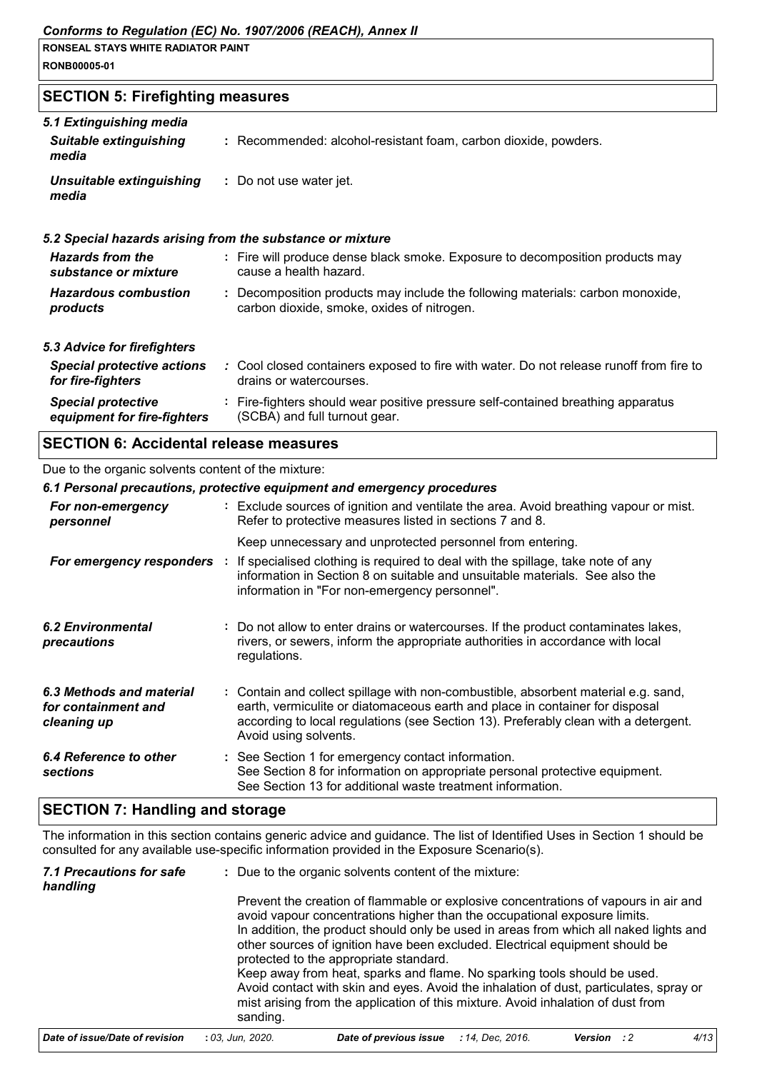## SECTION 5: Firefighting measures

### 5.1 Extinguishing media

| | |
|---|---|
| ***Suitable extinguishing media*** | : Recommended: alcohol-resistant foam, carbon dioxide, powders. |
| ***Unsuitable extinguishing media*** | : Do not use water jet. |

### 5.2 Special hazards arising from the substance or mixture

| | |
|---|---|
| ***Hazards from the substance or mixture*** | : Fire will produce dense black smoke. Exposure to decomposition products may cause a health hazard. |
| ***Hazardous combustion products*** | : Decomposition products may include the following materials: carbon monoxide, carbon dioxide, smoke, oxides of nitrogen. |

### 5.3 Advice for firefighters

| | |
|---|---|
| ***Special protective actions for fire-fighters*** | : Cool closed containers exposed to fire with water. Do not release runoff from fire to drains or watercourses. |
| ***Special protective equipment for fire-fighters*** | : Fire-fighters should wear positive pressure self-contained breathing apparatus (SCBA) and full turnout gear. |

## SECTION 6: Accidental release measures

Due to the organic solvents content of the mixture:

### 6.1 Personal precautions, protective equipment and emergency procedures

| | |
|---|---|
| ***For non-emergency personnel*** | : Exclude sources of ignition and ventilate the area. Avoid breathing vapour or mist. Refer to protective measures listed in sections 7 and 8.<br><br>Keep unnecessary and unprotected personnel from entering. |
| ***For emergency responders*** | : If specialised clothing is required to deal with the spillage, take note of any information in Section 8 on suitable and unsuitable materials. See also the information in "For non-emergency personnel". |
| ***6.2 Environmental precautions*** | : Do not allow to enter drains or watercourses. If the product contaminates lakes, rivers, or sewers, inform the appropriate authorities in accordance with local regulations. |
| ***6.3 Methods and material for containment and cleaning up*** | : Contain and collect spillage with non-combustible, absorbent material e.g. sand, earth, vermiculite or diatomaceous earth and place in container for disposal according to local regulations (see Section 13). Preferably clean with a detergent. Avoid using solvents. |
| ***6.4 Reference to other sections*** | : See Section 1 for emergency contact information.<br>See Section 8 for information on appropriate personal protective equipment.<br>See Section 13 for additional waste treatment information. |

## SECTION 7: Handling and storage

The information in this section contains generic advice and guidance. The list of Identified Uses in Section 1 should be consulted for any available use-specific information provided in the Exposure Scenario(s).

| | |
|---|---|
| ***7.1 Precautions for safe handling*** | : Due to the organic solvents content of the mixture:<br><br>Prevent the creation of flammable or explosive concentrations of vapours in air and avoid vapour concentrations higher than the occupational exposure limits.<br>In addition, the product should only be used in areas from which all naked lights and other sources of ignition have been excluded. Electrical equipment should be protected to the appropriate standard.<br>Keep away from heat, sparks and flame. No sparking tools should be used.<br>Avoid contact with skin and eyes. Avoid the inhalation of dust, particulates, spray or mist arising from the application of this mixture. Avoid inhalation of dust from sanding. |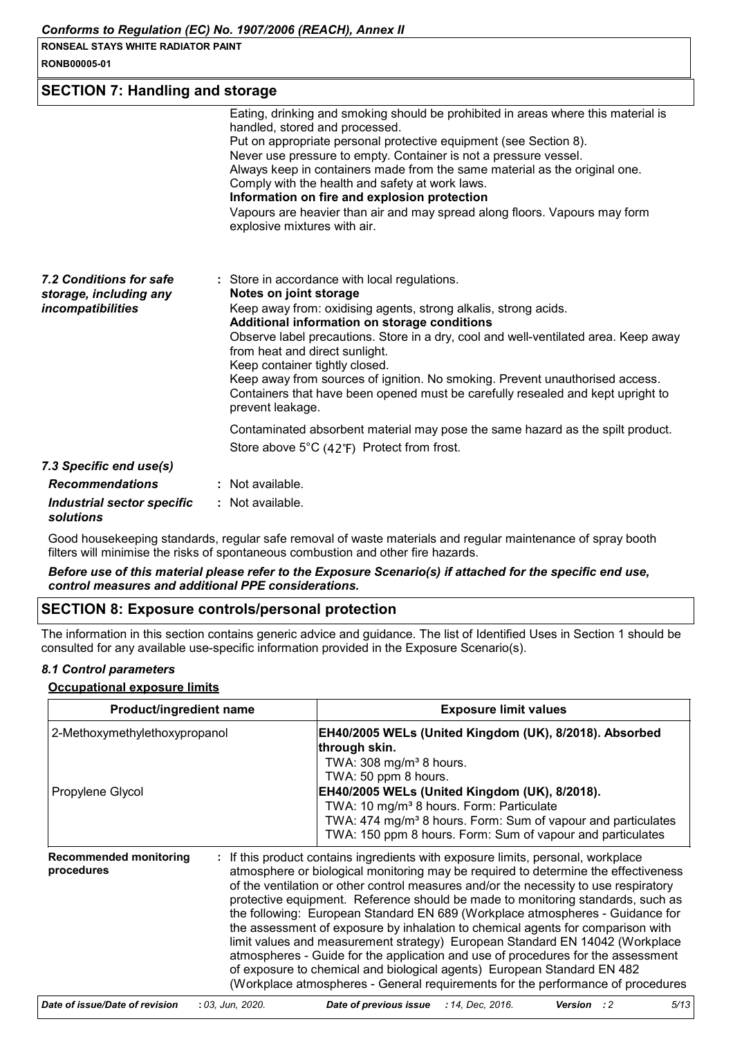## SECTION 7: Handling and storage

Eating, drinking and smoking should be prohibited in areas where this material is handled, stored and processed.
Put on appropriate personal protective equipment (see Section 8).
Never use pressure to empty. Container is not a pressure vessel.
Always keep in containers made from the same material as the original one.
Comply with the health and safety at work laws.

**Information on fire and explosion protection**

Vapours are heavier than air and may spread along floors. Vapours may form explosive mixtures with air.

***7.2 Conditions for safe storage, including any incompatibilities*** : Store in accordance with local regulations.

**Notes on joint storage**

Keep away from: oxidising agents, strong alkalis, strong acids.

**Additional information on storage conditions**

Observe label precautions. Store in a dry, cool and well-ventilated area. Keep away from heat and direct sunlight.
Keep container tightly closed.
Keep away from sources of ignition. No smoking. Prevent unauthorised access.
Containers that have been opened must be carefully resealed and kept upright to prevent leakage.

Contaminated absorbent material may pose the same hazard as the spilt product.

Store above 5°C (42°F) Protect from frost.

***7.3 Specific end use(s)***

***Recommendations*** : Not available.

***Industrial sector specific solutions*** : Not available.

Good housekeeping standards, regular safe removal of waste materials and regular maintenance of spray booth filters will minimise the risks of spontaneous combustion and other fire hazards.

***Before use of this material please refer to the Exposure Scenario(s) if attached for the specific end use, control measures and additional PPE considerations.***

## SECTION 8: Exposure controls/personal protection

The information in this section contains generic advice and guidance. The list of Identified Uses in Section 1 should be consulted for any available use-specific information provided in the Exposure Scenario(s).

***8.1 Control parameters***

**Occupational exposure limits**

| Product/ingredient name | Exposure limit values |
|---|---|
| 2-Methoxymethylethoxypropanol | **EH40/2005 WELs (United Kingdom (UK), 8/2018). Absorbed through skin.**<br>TWA: 308 mg/m³ 8 hours.<br>TWA: 50 ppm 8 hours. |
| Propylene Glycol | **EH40/2005 WELs (United Kingdom (UK), 8/2018).**<br>TWA: 10 mg/m³ 8 hours. Form: Particulate<br>TWA: 474 mg/m³ 8 hours. Form: Sum of vapour and particulates<br>TWA: 150 ppm 8 hours. Form: Sum of vapour and particulates |

**Recommended monitoring procedures** : If this product contains ingredients with exposure limits, personal, workplace atmosphere or biological monitoring may be required to determine the effectiveness of the ventilation or other control measures and/or the necessity to use respiratory protective equipment. Reference should be made to monitoring standards, such as the following: European Standard EN 689 (Workplace atmospheres - Guidance for the assessment of exposure by inhalation to chemical agents for comparison with limit values and measurement strategy) European Standard EN 14042 (Workplace atmospheres - Guide for the application and use of procedures for the assessment of exposure to chemical and biological agents) European Standard EN 482 (Workplace atmospheres - General requirements for the performance of procedures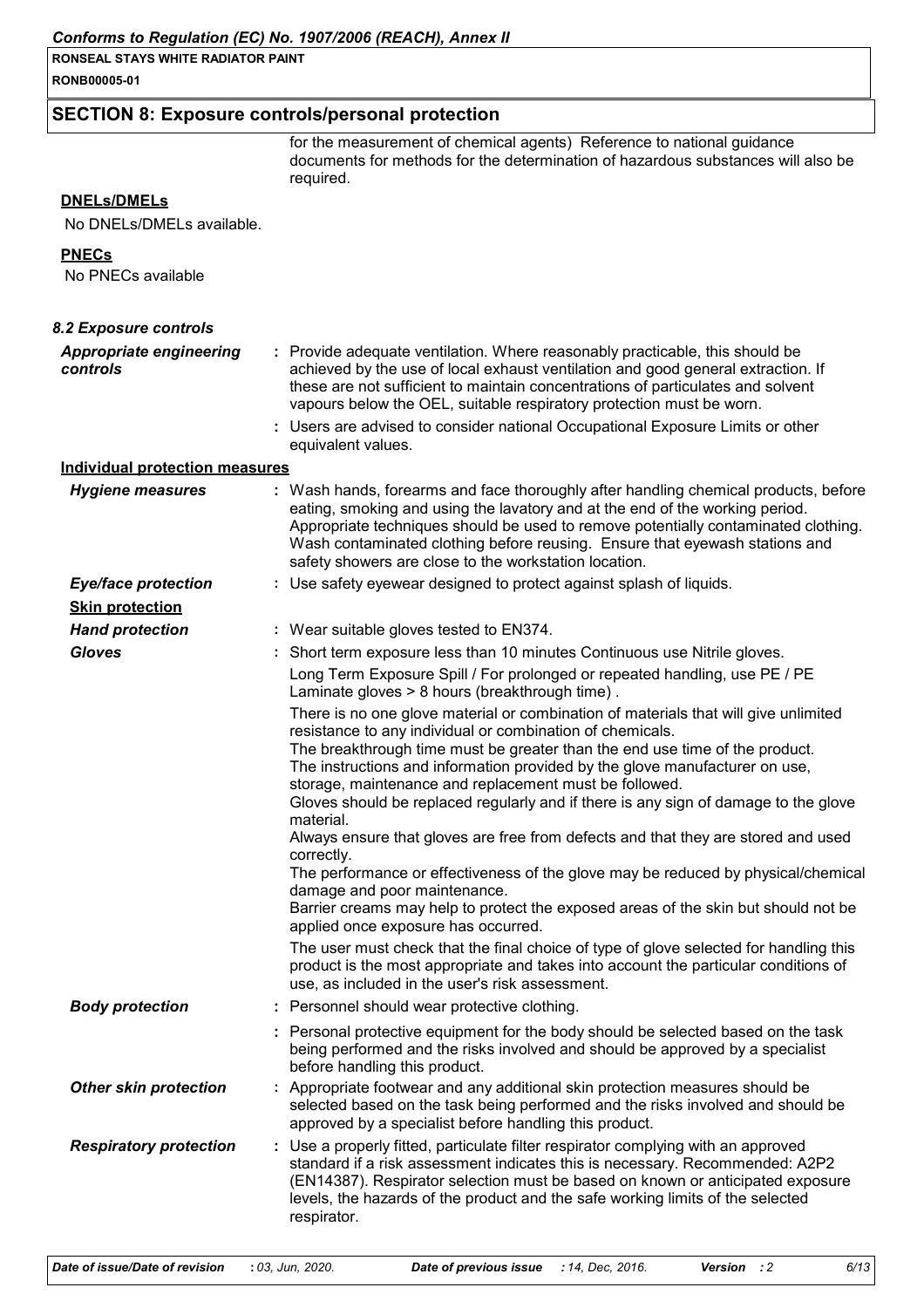## SECTION 8: Exposure controls/personal protection

for the measurement of chemical agents) Reference to national guidance documents for methods for the determination of hazardous substances will also be required.

**DNELs/DMELs**

No DNELs/DMELs available.

**PNECs**

No PNECs available

### 8.2 Exposure controls

**Appropriate engineering controls** : Provide adequate ventilation. Where reasonably practicable, this should be achieved by the use of local exhaust ventilation and good general extraction. If these are not sufficient to maintain concentrations of particulates and solvent vapours below the OEL, suitable respiratory protection must be worn.

: Users are advised to consider national Occupational Exposure Limits or other equivalent values.

**Individual protection measures**

**Hygiene measures** : Wash hands, forearms and face thoroughly after handling chemical products, before eating, smoking and using the lavatory and at the end of the working period. Appropriate techniques should be used to remove potentially contaminated clothing. Wash contaminated clothing before reusing. Ensure that eyewash stations and safety showers are close to the workstation location.

**Eye/face protection** : Use safety eyewear designed to protect against splash of liquids.

**Skin protection**

**Hand protection** : Wear suitable gloves tested to EN374.

**Gloves** : Short term exposure less than 10 minutes Continuous use Nitrile gloves.

Long Term Exposure Spill / For prolonged or repeated handling, use PE / PE Laminate gloves > 8 hours (breakthrough time) .

There is no one glove material or combination of materials that will give unlimited resistance to any individual or combination of chemicals.
The breakthrough time must be greater than the end use time of the product.
The instructions and information provided by the glove manufacturer on use, storage, maintenance and replacement must be followed.
Gloves should be replaced regularly and if there is any sign of damage to the glove material.
Always ensure that gloves are free from defects and that they are stored and used correctly.
The performance or effectiveness of the glove may be reduced by physical/chemical damage and poor maintenance.
Barrier creams may help to protect the exposed areas of the skin but should not be applied once exposure has occurred.

The user must check that the final choice of type of glove selected for handling this product is the most appropriate and takes into account the particular conditions of use, as included in the user's risk assessment.

**Body protection** : Personnel should wear protective clothing.

: Personal protective equipment for the body should be selected based on the task being performed and the risks involved and should be approved by a specialist before handling this product.

**Other skin protection** : Appropriate footwear and any additional skin protection measures should be selected based on the task being performed and the risks involved and should be approved by a specialist before handling this product.

**Respiratory protection** : Use a properly fitted, particulate filter respirator complying with an approved standard if a risk assessment indicates this is necessary. Recommended: A2P2 (EN14387). Respirator selection must be based on known or anticipated exposure levels, the hazards of the product and the safe working limits of the selected respirator.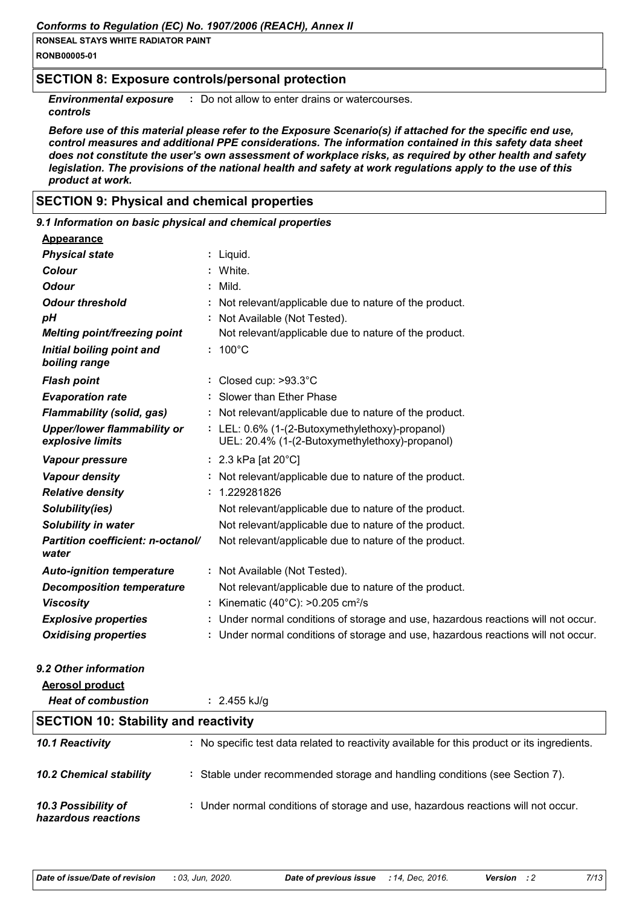## SECTION 8: Exposure controls/personal protection

***Environmental exposure controls*** : Do not allow to enter drains or watercourses.

***Before use of this material please refer to the Exposure Scenario(s) if attached for the specific end use, control measures and additional PPE considerations. The information contained in this safety data sheet does not constitute the user's own assessment of workplace risks, as required by other health and safety legislation. The provisions of the national health and safety at work regulations apply to the use of this product at work.***

## SECTION 9: Physical and chemical properties

### *9.1 Information on basic physical and chemical properties*

**Appearance**

| | |
|---|---|
| ***Physical state*** | : Liquid. |
| ***Colour*** | : White. |
| ***Odour*** | : Mild. |
| ***Odour threshold*** | : Not relevant/applicable due to nature of the product. |
| ***pH*** | : Not Available (Not Tested). |
| ***Melting point/freezing point*** | Not relevant/applicable due to nature of the product. |
| ***Initial boiling point and boiling range*** | : 100°C |
| ***Flash point*** | : Closed cup: >93.3°C |
| ***Evaporation rate*** | : Slower than Ether Phase |
| ***Flammability (solid, gas)*** | : Not relevant/applicable due to nature of the product. |
| ***Upper/lower flammability or explosive limits*** | : LEL: 0.6% (1-(2-Butoxymethylethoxy)-propanol)<br>UEL: 20.4% (1-(2-Butoxymethylethoxy)-propanol) |
| ***Vapour pressure*** | : 2.3 kPa [at 20°C] |
| ***Vapour density*** | : Not relevant/applicable due to nature of the product. |
| ***Relative density*** | : 1.229281826 |
| ***Solubility(ies)*** | Not relevant/applicable due to nature of the product. |
| ***Solubility in water*** | Not relevant/applicable due to nature of the product. |
| ***Partition coefficient: n-octanol/water*** | Not relevant/applicable due to nature of the product. |
| ***Auto-ignition temperature*** | : Not Available (Not Tested). |
| ***Decomposition temperature*** | Not relevant/applicable due to nature of the product. |
| ***Viscosity*** | : Kinematic (40°C): >0.205 $cm^2/s$ |
| ***Explosive properties*** | : Under normal conditions of storage and use, hazardous reactions will not occur. |
| ***Oxidising properties*** | : Under normal conditions of storage and use, hazardous reactions will not occur. |

### *9.2 Other information*

**Aerosol product**

| | |
|---|---|
| ***Heat of combustion*** | : 2.455 kJ/g |

## SECTION 10: Stability and reactivity

| | |
|---|---|
| ***10.1 Reactivity*** | : No specific test data related to reactivity available for this product or its ingredients. |
| ***10.2 Chemical stability*** | : Stable under recommended storage and handling conditions (see Section 7). |
| ***10.3 Possibility of hazardous reactions*** | : Under normal conditions of storage and use, hazardous reactions will not occur. |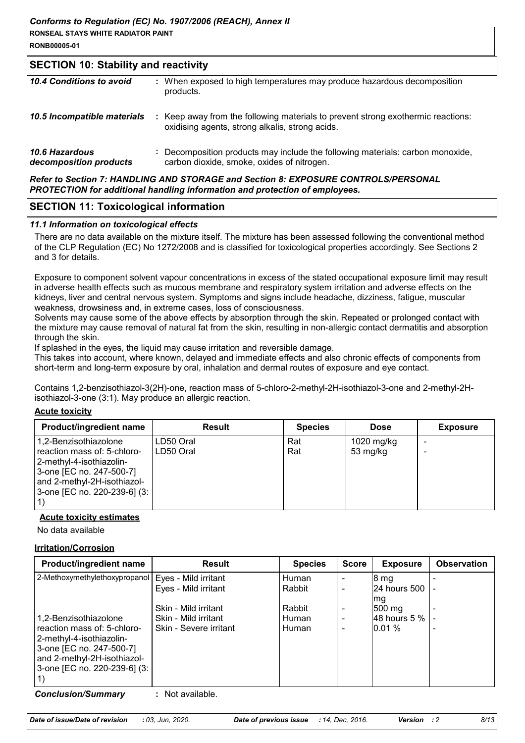## SECTION 10: Stability and reactivity

| | |
|---|---|
| ***10.4 Conditions to avoid*** | **:** When exposed to high temperatures may produce hazardous decomposition products. |
| ***10.5 Incompatible materials*** | **:** Keep away from the following materials to prevent strong exothermic reactions: oxidising agents, strong alkalis, strong acids. |
| ***10.6 Hazardous decomposition products*** | **:** Decomposition products may include the following materials: carbon monoxide, carbon dioxide, smoke, oxides of nitrogen. |

***Refer to Section 7: HANDLING AND STORAGE and Section 8: EXPOSURE CONTROLS/PERSONAL PROTECTION for additional handling information and protection of employees.***

## SECTION 11: Toxicological information

### *11.1 Information on toxicological effects*

There are no data available on the mixture itself. The mixture has been assessed following the conventional method of the CLP Regulation (EC) No 1272/2008 and is classified for toxicological properties accordingly. See Sections 2 and 3 for details.

Exposure to component solvent vapour concentrations in excess of the stated occupational exposure limit may result in adverse health effects such as mucous membrane and respiratory system irritation and adverse effects on the kidneys, liver and central nervous system. Symptoms and signs include headache, dizziness, fatigue, muscular weakness, drowsiness and, in extreme cases, loss of consciousness.
Solvents may cause some of the above effects by absorption through the skin. Repeated or prolonged contact with the mixture may cause removal of natural fat from the skin, resulting in non-allergic contact dermatitis and absorption through the skin.
If splashed in the eyes, the liquid may cause irritation and reversible damage.
This takes into account, where known, delayed and immediate effects and also chronic effects of components from short-term and long-term exposure by oral, inhalation and dermal routes of exposure and eye contact.

Contains 1,2-benzisothiazol-3(2H)-one, reaction mass of 5-chloro-2-methyl-2H-isothiazol-3-one and 2-methyl-2H-isothiazol-3-one (3:1). May produce an allergic reaction.

**Acute toxicity**

| Product/ingredient name | Result | Species | Dose | Exposure |
|---|---|---|---|---|
| 1,2-Benzisothiazolone | LD50 Oral | Rat | 1020 mg/kg | - |
| reaction mass of: 5-chloro-2-methyl-4-isothiazolin-3-one [EC no. 247-500-7] and 2-methyl-2H-isothiazol-3-one [EC no. 220-239-6] (3:1) | LD50 Oral | Rat | 53 mg/kg | - |

**Acute toxicity estimates**

No data available

**Irritation/Corrosion**

| Product/ingredient name | Result | Species | Score | Exposure | Observation |
|---|---|---|---|---|---|
| 2-Methoxymethylethoxypropanol | Eyes - Mild irritant | Human | - | 8 mg | - |
| | Eyes - Mild irritant | Rabbit | - | 24 hours 500 mg | - |
| | Skin - Mild irritant | Rabbit | - | 500 mg | - |
| 1,2-Benzisothiazolone | Skin - Mild irritant | Human | - | 48 hours 5 % | - |
| reaction mass of: 5-chloro-2-methyl-4-isothiazolin-3-one [EC no. 247-500-7] and 2-methyl-2H-isothiazol-3-one [EC no. 220-239-6] (3:1) | Skin - Severe irritant | Human | - | 0.01 % | - |

***Conclusion/Summary*** **:** Not available.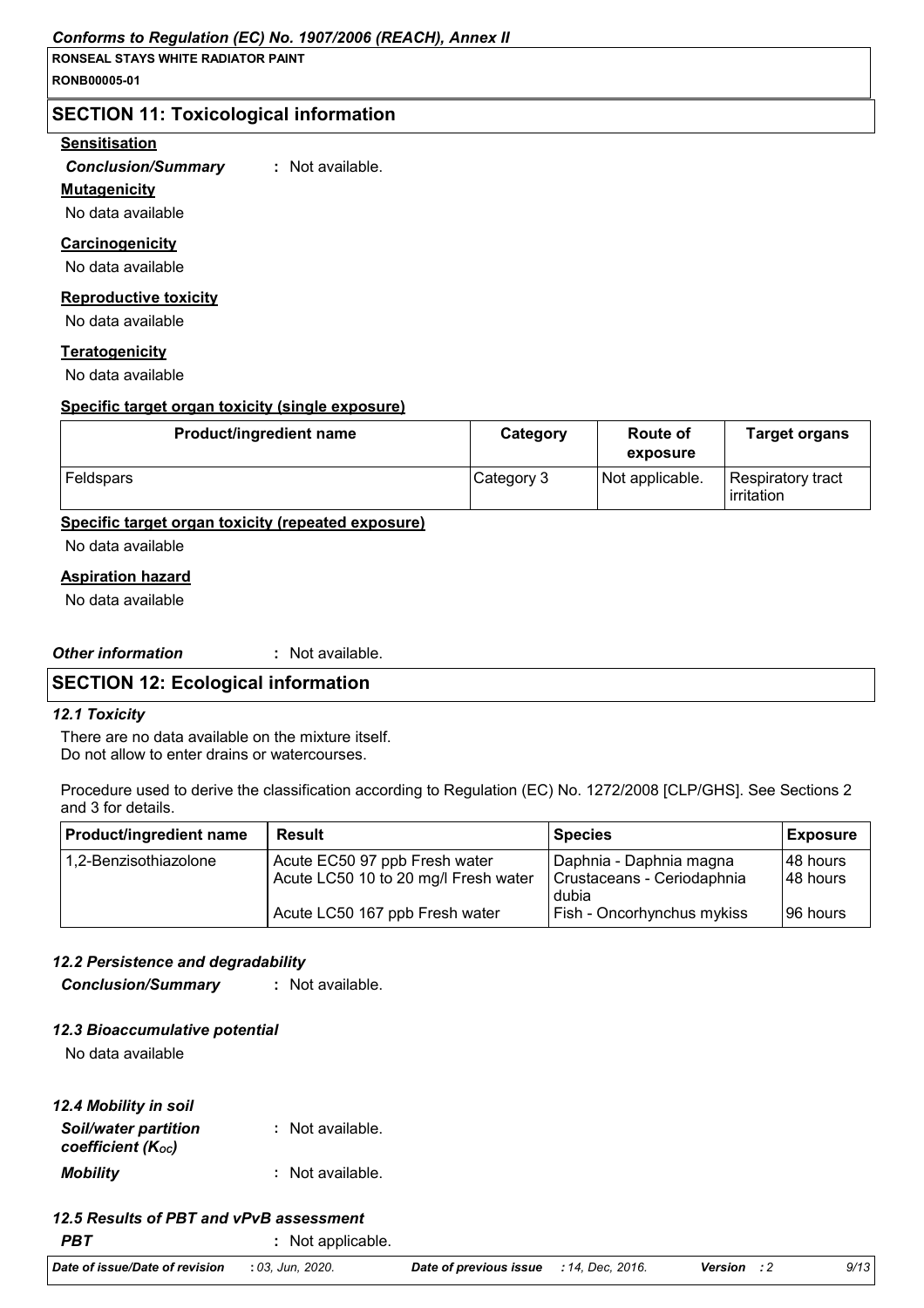## SECTION 11: Toxicological information

**Sensitisation**

***Conclusion/Summary*** : Not available.

**Mutagenicity**

No data available

**Carcinogenicity**

No data available

**Reproductive toxicity**

No data available

**Teratogenicity**

No data available

**Specific target organ toxicity (single exposure)**

| Product/ingredient name | Category | Route of exposure | Target organs |
|---|---|---|---|
| Feldspars | Category 3 | Not applicable. | Respiratory tract irritation |

**Specific target organ toxicity (repeated exposure)**

No data available

**Aspiration hazard**

No data available

***Other information*** : Not available.

## SECTION 12: Ecological information

### *12.1 Toxicity*

There are no data available on the mixture itself.
Do not allow to enter drains or watercourses.

Procedure used to derive the classification according to Regulation (EC) No. 1272/2008 [CLP/GHS]. See Sections 2 and 3 for details.

| Product/ingredient name | Result | Species | Exposure |
|---|---|---|---|
| 1,2-Benzisothiazolone | Acute EC50 97 ppb Fresh water | Daphnia - Daphnia magna | 48 hours |
| | Acute LC50 10 to 20 mg/l Fresh water | Crustaceans - Ceriodaphnia dubia | 48 hours |
| | Acute LC50 167 ppb Fresh water | Fish - Oncorhynchus mykiss | 96 hours |

### *12.2 Persistence and degradability*

***Conclusion/Summary*** : Not available.

### *12.3 Bioaccumulative potential*

No data available

### *12.4 Mobility in soil*

***Soil/water partition coefficient ($K_{OC}$)*** : Not available.

***Mobility*** : Not available.

### *12.5 Results of PBT and vPvB assessment*

***PBT*** : Not applicable.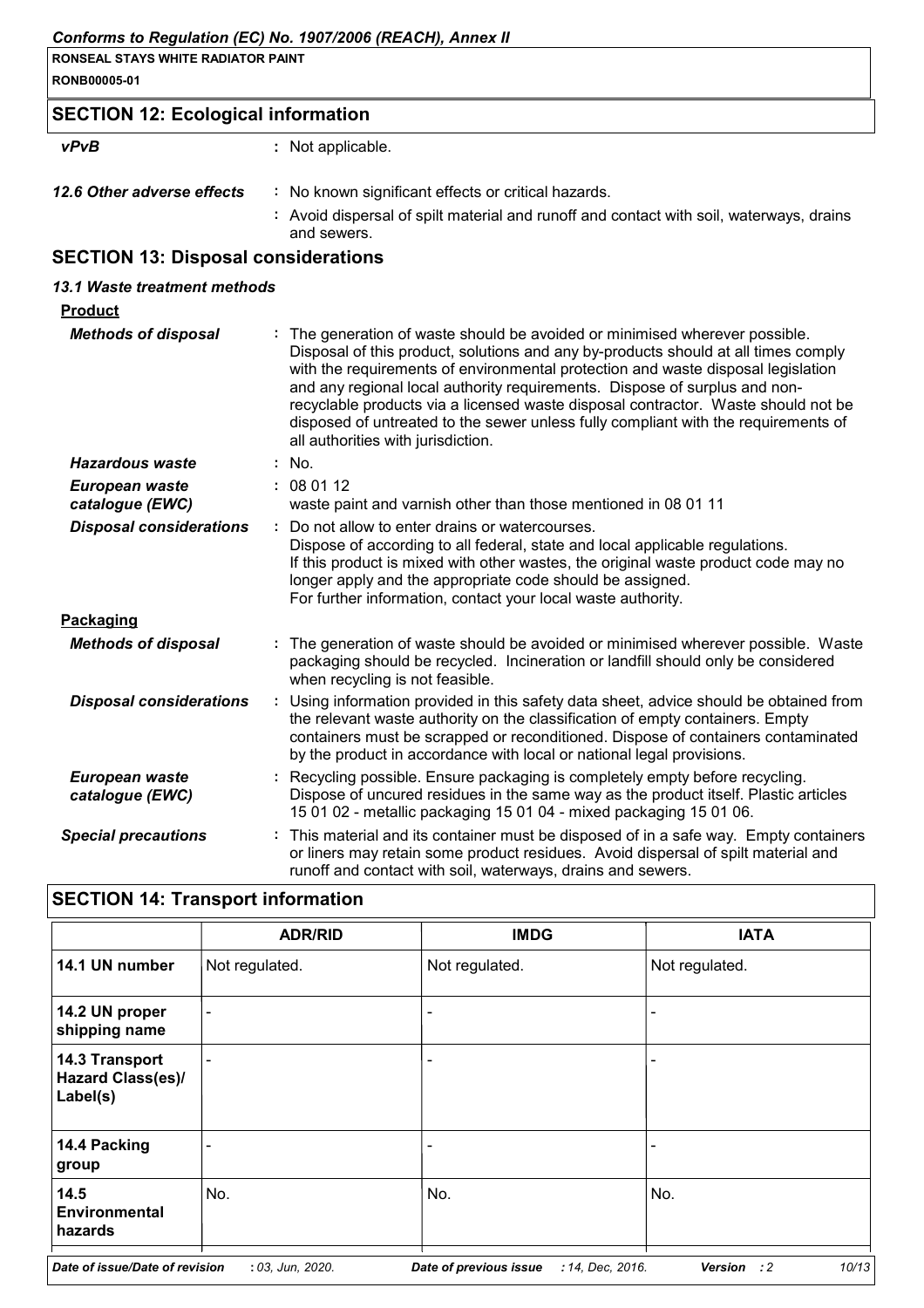## SECTION 12: Ecological information

| | |
|---|---|
| ***vPvB*** | : Not applicable. |
| ***12.6 Other adverse effects*** | : No known significant effects or critical hazards. |
| | : Avoid dispersal of spilt material and runoff and contact with soil, waterways, drains and sewers. |

## SECTION 13: Disposal considerations

### *13.1 Waste treatment methods*

**Product**

| | |
|---|---|
| ***Methods of disposal*** | : The generation of waste should be avoided or minimised wherever possible. Disposal of this product, solutions and any by-products should at all times comply with the requirements of environmental protection and waste disposal legislation and any regional local authority requirements. Dispose of surplus and non-recyclable products via a licensed waste disposal contractor. Waste should not be disposed of untreated to the sewer unless fully compliant with the requirements of all authorities with jurisdiction. |
| ***Hazardous waste*** | : No. |
| ***European waste catalogue (EWC)*** | : 08 01 12 waste paint and varnish other than those mentioned in 08 01 11 |
| ***Disposal considerations*** | : Do not allow to enter drains or watercourses. Dispose of according to all federal, state and local applicable regulations. If this product is mixed with other wastes, the original waste product code may no longer apply and the appropriate code should be assigned. For further information, contact your local waste authority. |

**Packaging**

| | |
|---|---|
| ***Methods of disposal*** | : The generation of waste should be avoided or minimised wherever possible. Waste packaging should be recycled. Incineration or landfill should only be considered when recycling is not feasible. |
| ***Disposal considerations*** | : Using information provided in this safety data sheet, advice should be obtained from the relevant waste authority on the classification of empty containers. Empty containers must be scrapped or reconditioned. Dispose of containers contaminated by the product in accordance with local or national legal provisions. |
| ***European waste catalogue (EWC)*** | : Recycling possible. Ensure packaging is completely empty before recycling. Dispose of uncured residues in the same way as the product itself. Plastic articles 15 01 02 - metallic packaging 15 01 04 - mixed packaging 15 01 06. |
| ***Special precautions*** | : This material and its container must be disposed of in a safe way. Empty containers or liners may retain some product residues. Avoid dispersal of spilt material and runoff and contact with soil, waterways, drains and sewers. |

## SECTION 14: Transport information

| | ADR/RID | IMDG | IATA |
|---|---|---|---|
| **14.1 UN number** | Not regulated. | Not regulated. | Not regulated. |
| **14.2 UN proper shipping name** | - | - | - |
| **14.3 Transport Hazard Class(es)/ Label(s)** | - | - | - |
| **14.4 Packing group** | - | - | - |
| **14.5 Environmental hazards** | No. | No. | No. |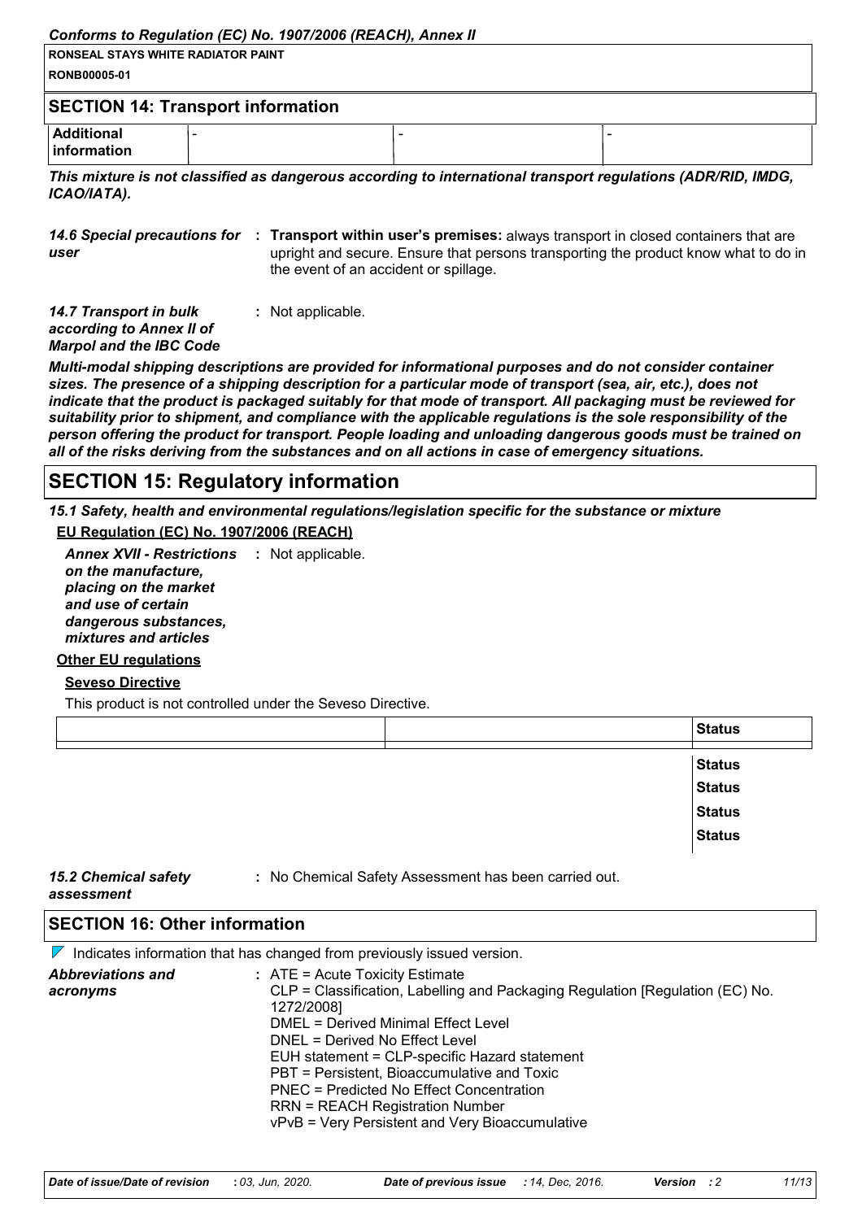## SECTION 14: Transport information

| Additional information | - | - | - |
|---|---|---|---|

***This mixture is not classified as dangerous according to international transport regulations (ADR/RID, IMDG, ICAO/IATA).***

***14.6 Special precautions for user*** : **Transport within user's premises:** always transport in closed containers that are upright and secure. Ensure that persons transporting the product know what to do in the event of an accident or spillage.

***14.7 Transport in bulk according to Annex II of Marpol and the IBC Code*** : Not applicable.

***Multi-modal shipping descriptions are provided for informational purposes and do not consider container sizes. The presence of a shipping description for a particular mode of transport (sea, air, etc.), does not indicate that the product is packaged suitably for that mode of transport. All packaging must be reviewed for suitability prior to shipment, and compliance with the applicable regulations is the sole responsibility of the person offering the product for transport. People loading and unloading dangerous goods must be trained on all of the risks deriving from the substances and on all actions in case of emergency situations.***

# SECTION 15: Regulatory information

***15.1 Safety, health and environmental regulations/legislation specific for the substance or mixture***

**EU Regulation (EC) No. 1907/2006 (REACH)**

***Annex XVII - Restrictions on the manufacture, placing on the market and use of certain dangerous substances, mixtures and articles*** : Not applicable.

**Other EU regulations**

**Seveso Directive**

This product is not controlled under the Seveso Directive.

| | | Status |
|---|---|---|
| | | Status |
| | | Status |
| | | Status |
| | | Status |

***15.2 Chemical safety assessment*** : No Chemical Safety Assessment has been carried out.

## SECTION 16: Other information

Indicates information that has changed from previously issued version.

***Abbreviations and acronyms*** : ATE = Acute Toxicity Estimate
CLP = Classification, Labelling and Packaging Regulation [Regulation (EC) No. 1272/2008]
DMEL = Derived Minimal Effect Level
DNEL = Derived No Effect Level
EUH statement = CLP-specific Hazard statement
PBT = Persistent, Bioaccumulative and Toxic
PNEC = Predicted No Effect Concentration
RRN = REACH Registration Number
vPvB = Very Persistent and Very Bioaccumulative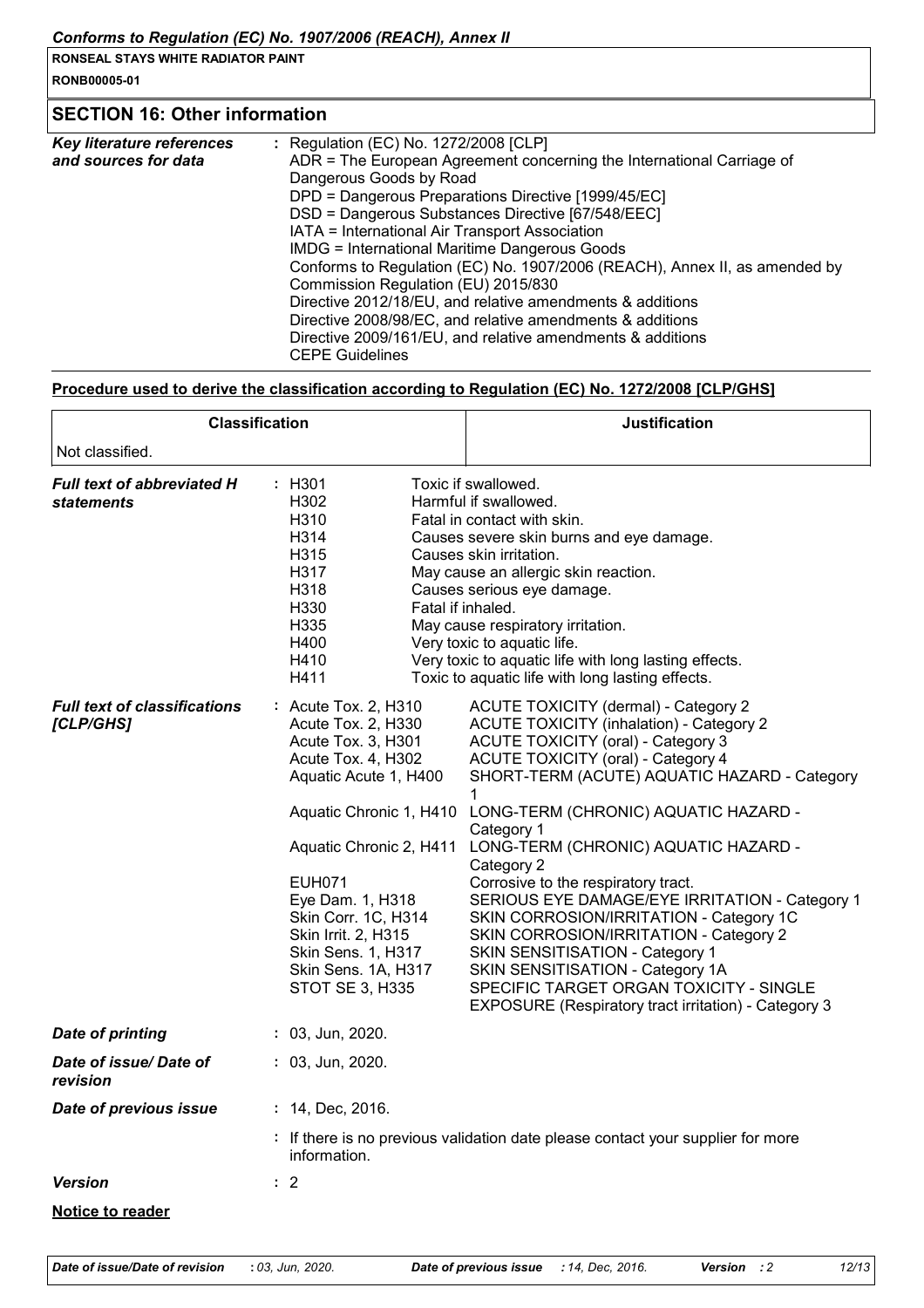## SECTION 16: Other information

| | |
|---|---|
| ***Key literature references and sources for data*** | : Regulation (EC) No. 1272/2008 [CLP]<br>ADR = The European Agreement concerning the International Carriage of Dangerous Goods by Road<br>DPD = Dangerous Preparations Directive [1999/45/EC]<br>DSD = Dangerous Substances Directive [67/548/EEC]<br>IATA = International Air Transport Association<br>IMDG = International Maritime Dangerous Goods<br>Conforms to Regulation (EC) No. 1907/2006 (REACH), Annex II, as amended by Commission Regulation (EU) 2015/830<br>Directive 2012/18/EU, and relative amendments & additions<br>Directive 2008/98/EC, and relative amendments & additions<br>Directive 2009/161/EU, and relative amendments & additions<br>CEPE Guidelines |

**Procedure used to derive the classification according to Regulation (EC) No. 1272/2008 [CLP/GHS]**

| Classification | Justification |
|---|---|
| Not classified. | |

***Full text of abbreviated H statements***

| | |
|---|---|
| H301 | Toxic if swallowed. |
| H302 | Harmful if swallowed. |
| H310 | Fatal in contact with skin. |
| H314 | Causes severe skin burns and eye damage. |
| H315 | Causes skin irritation. |
| H317 | May cause an allergic skin reaction. |
| H318 | Causes serious eye damage. |
| H330 | Fatal if inhaled. |
| H335 | May cause respiratory irritation. |
| H400 | Very toxic to aquatic life. |
| H410 | Very toxic to aquatic life with long lasting effects. |
| H411 | Toxic to aquatic life with long lasting effects. |

***Full text of classifications [CLP/GHS]***

| | |
|---|---|
| Acute Tox. 2, H310 | ACUTE TOXICITY (dermal) - Category 2 |
| Acute Tox. 2, H330 | ACUTE TOXICITY (inhalation) - Category 2 |
| Acute Tox. 3, H301 | ACUTE TOXICITY (oral) - Category 3 |
| Acute Tox. 4, H302 | ACUTE TOXICITY (oral) - Category 4 |
| Aquatic Acute 1, H400 | SHORT-TERM (ACUTE) AQUATIC HAZARD - Category 1 |
| Aquatic Chronic 1, H410 | LONG-TERM (CHRONIC) AQUATIC HAZARD - Category 1 |
| Aquatic Chronic 2, H411 | LONG-TERM (CHRONIC) AQUATIC HAZARD - Category 2 |
| EUH071 | Corrosive to the respiratory tract. |
| Eye Dam. 1, H318 | SERIOUS EYE DAMAGE/EYE IRRITATION - Category 1 |
| Skin Corr. 1C, H314 | SKIN CORROSION/IRRITATION - Category 1C |
| Skin Irrit. 2, H315 | SKIN CORROSION/IRRITATION - Category 2 |
| Skin Sens. 1, H317 | SKIN SENSITISATION - Category 1 |
| Skin Sens. 1A, H317 | SKIN SENSITISATION - Category 1A |
| STOT SE 3, H335 | SPECIFIC TARGET ORGAN TOXICITY - SINGLE EXPOSURE (Respiratory tract irritation) - Category 3 |

| | |
|---|---|
| ***Date of printing*** | : 03, Jun, 2020. |
| ***Date of issue/ Date of revision*** | : 03, Jun, 2020. |
| ***Date of previous issue*** | : 14, Dec, 2016. |
| | : If there is no previous validation date please contact your supplier for more information. |
| ***Version*** | : 2 |

**Notice to reader**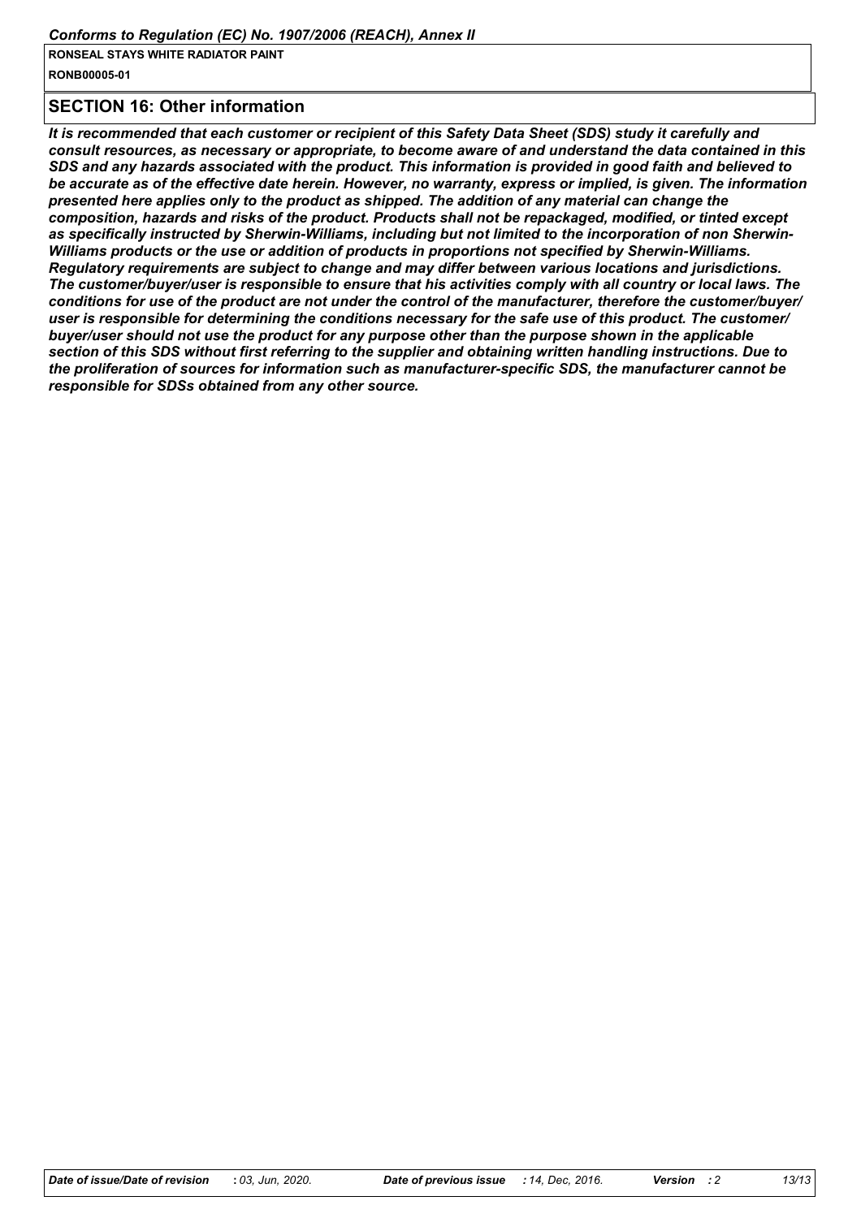## SECTION 16: Other information

***It is recommended that each customer or recipient of this Safety Data Sheet (SDS) study it carefully and consult resources, as necessary or appropriate, to become aware of and understand the data contained in this SDS and any hazards associated with the product. This information is provided in good faith and believed to be accurate as of the effective date herein. However, no warranty, express or implied, is given. The information presented here applies only to the product as shipped. The addition of any material can change the composition, hazards and risks of the product. Products shall not be repackaged, modified, or tinted except as specifically instructed by Sherwin-Williams, including but not limited to the incorporation of non Sherwin-Williams products or the use or addition of products in proportions not specified by Sherwin-Williams. Regulatory requirements are subject to change and may differ between various locations and jurisdictions. The customer/buyer/user is responsible to ensure that his activities comply with all country or local laws. The conditions for use of the product are not under the control of the manufacturer, therefore the customer/buyer/ user is responsible for determining the conditions necessary for the safe use of this product. The customer/ buyer/user should not use the product for any purpose other than the purpose shown in the applicable section of this SDS without first referring to the supplier and obtaining written handling instructions. Due to the proliferation of sources for information such as manufacturer-specific SDS, the manufacturer cannot be responsible for SDSs obtained from any other source.***